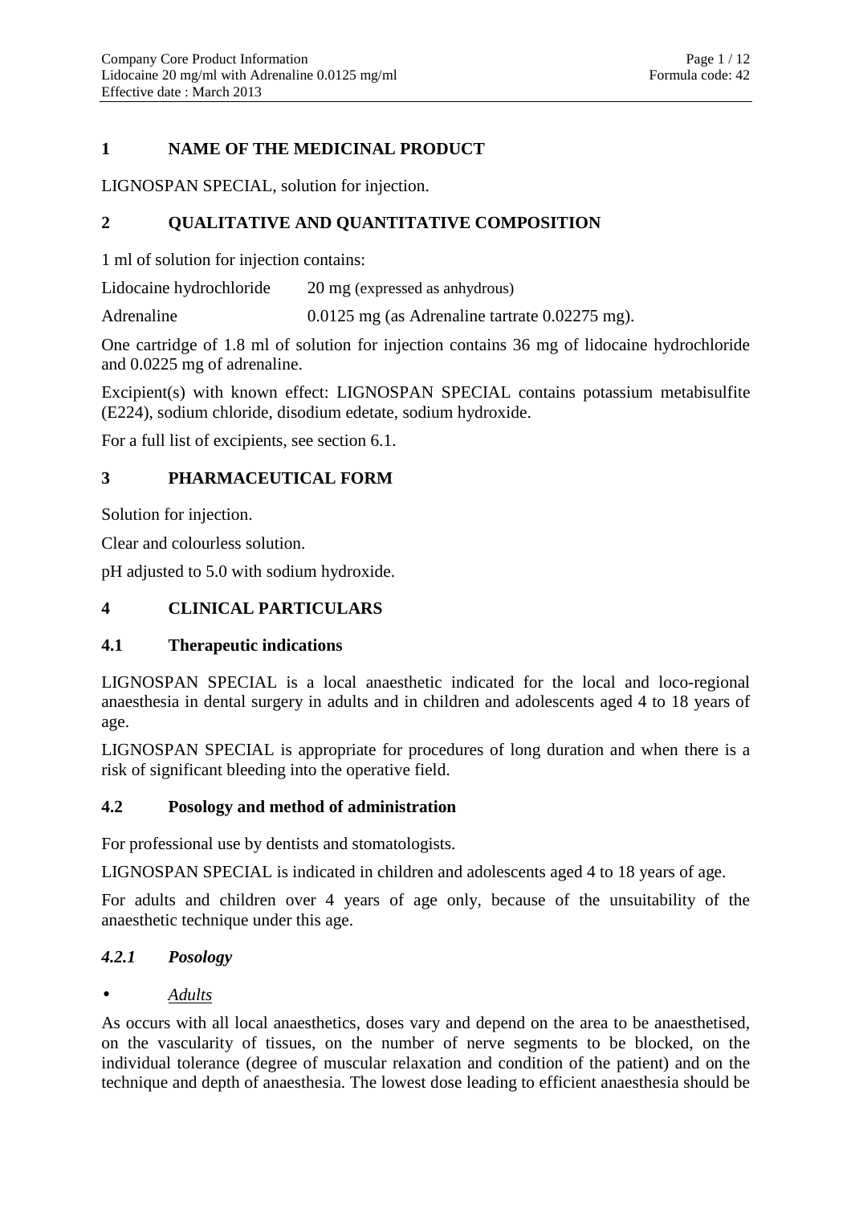## 1 NAME OF THE MEDICINAL PRODUCT

LIGNOSPAN SPECIAL, solution for injection.

## 2 QUALITATIVE AND QUANTITATIVE COMPOSITION

1 ml of solution for injection contains:

Lidocaine hydrochloride 20 mg (expressed as anhydrous)

Adrenaline 0.0125 mg (as Adrenaline tartrate 0.02275 mg).

One cartridge of 1.8 ml of solution for injection contains 36 mg of lidocaine hydrochloride and 0.0225 mg of adrenaline.

Excipient(s) with known effect: LIGNOSPAN SPECIAL contains potassium metabisulfite (E224), sodium chloride, disodium edetate, sodium hydroxide.

For a full list of excipients, see section 6.1.

## 3 PHARMACEUTICAL FORM

Solution for injection.

Clear and colourless solution.

pH adjusted to 5.0 with sodium hydroxide.

## 4 CLINICAL PARTICULARS

### 4.1 Therapeutic indications

LIGNOSPAN SPECIAL is a local anaesthetic indicated for the local and loco-regional anaesthesia in dental surgery in adults and in children and adolescents aged 4 to 18 years of age.

LIGNOSPAN SPECIAL is appropriate for procedures of long duration and when there is a risk of significant bleeding into the operative field.

### 4.2 Posology and method of administration

For professional use by dentists and stomatologists.

LIGNOSPAN SPECIAL is indicated in children and adolescents aged 4 to 18 years of age.

For adults and children over 4 years of age only, because of the unsuitability of the anaesthetic technique under this age.

#### *4.2.1 Posology*

- <u>*Adults*</u>

As occurs with all local anaesthetics, doses vary and depend on the area to be anaesthetised, on the vascularity of tissues, on the number of nerve segments to be blocked, on the individual tolerance (degree of muscular relaxation and condition of the patient) and on the technique and depth of anaesthesia. The lowest dose leading to efficient anaesthesia should be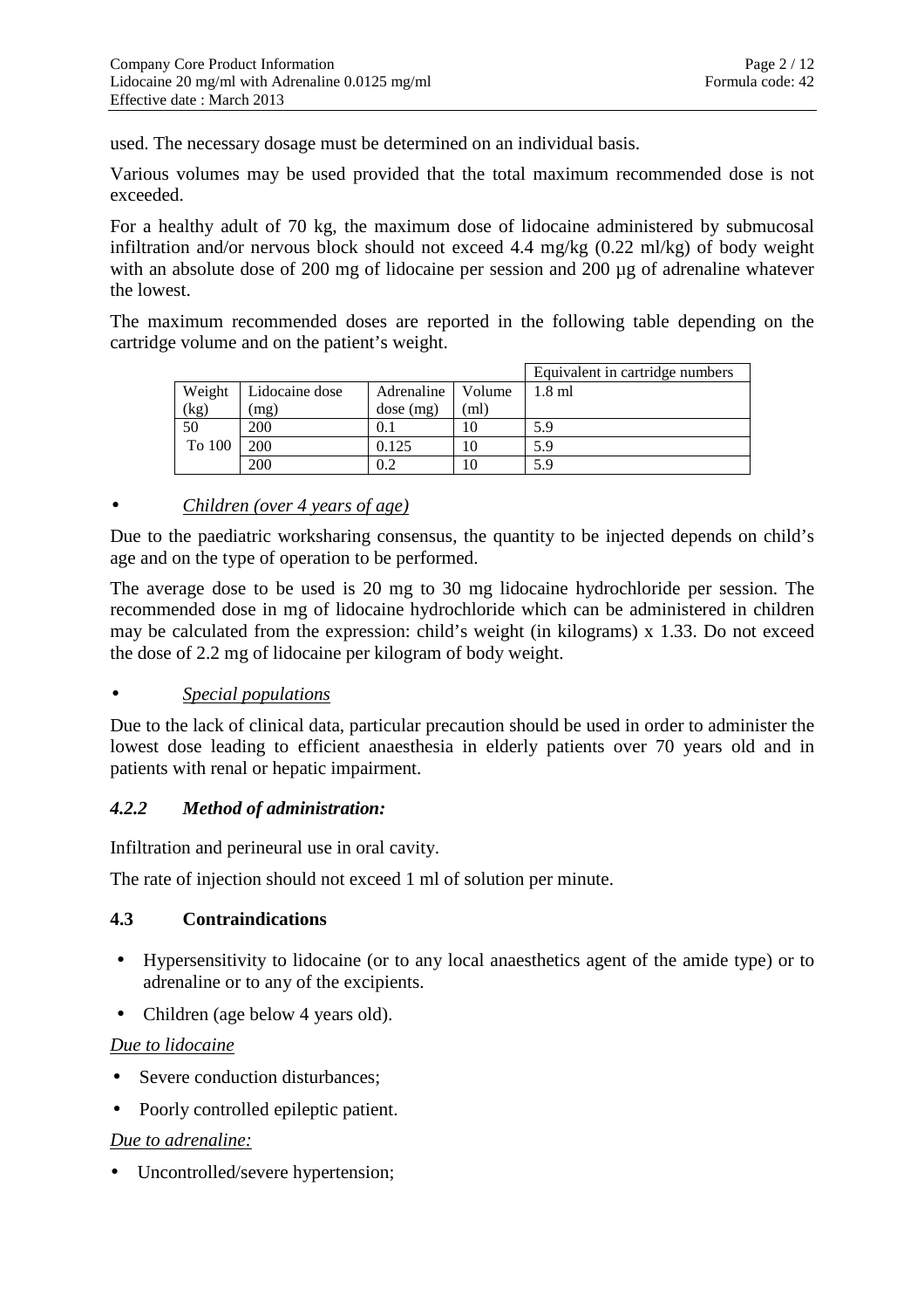used. The necessary dosage must be determined on an individual basis.

Various volumes may be used provided that the total maximum recommended dose is not exceeded.

For a healthy adult of 70 kg, the maximum dose of lidocaine administered by submucosal infiltration and/or nervous block should not exceed 4.4 mg/kg (0.22 ml/kg) of body weight with an absolute dose of 200 mg of lidocaine per session and 200 µg of adrenaline whatever the lowest.

The maximum recommended doses are reported in the following table depending on the cartridge volume and on the patient's weight.

| | | | | Equivalent in cartridge numbers |
|---|---|---|---|---|
| Weight (kg) | Lidocaine dose (mg) | Adrenaline dose (mg) | Volume (ml) | 1.8 ml |
| 50 To 100 | 200 | 0.1 | 10 | 5.9 |
| | 200 | 0.125 | 10 | 5.9 |
| | 200 | 0.2 | 10 | 5.9 |

- *Children (over 4 years of age)*

Due to the paediatric worksharing consensus, the quantity to be injected depends on child's age and on the type of operation to be performed.

The average dose to be used is 20 mg to 30 mg lidocaine hydrochloride per session. The recommended dose in mg of lidocaine hydrochloride which can be administered in children may be calculated from the expression: child's weight (in kilograms) x 1.33. Do not exceed the dose of 2.2 mg of lidocaine per kilogram of body weight.

- *Special populations*

Due to the lack of clinical data, particular precaution should be used in order to administer the lowest dose leading to efficient anaesthesia in elderly patients over 70 years old and in patients with renal or hepatic impairment.

#### *4.2.2 Method of administration:*

Infiltration and perineural use in oral cavity.

The rate of injection should not exceed 1 ml of solution per minute.

### 4.3 Contraindications

- Hypersensitivity to lidocaine (or to any local anaesthetics agent of the amide type) or to adrenaline or to any of the excipients.
- Children (age below 4 years old).

*Due to lidocaine*

- Severe conduction disturbances;
- Poorly controlled epileptic patient.

*Due to adrenaline:*

- Uncontrolled/severe hypertension;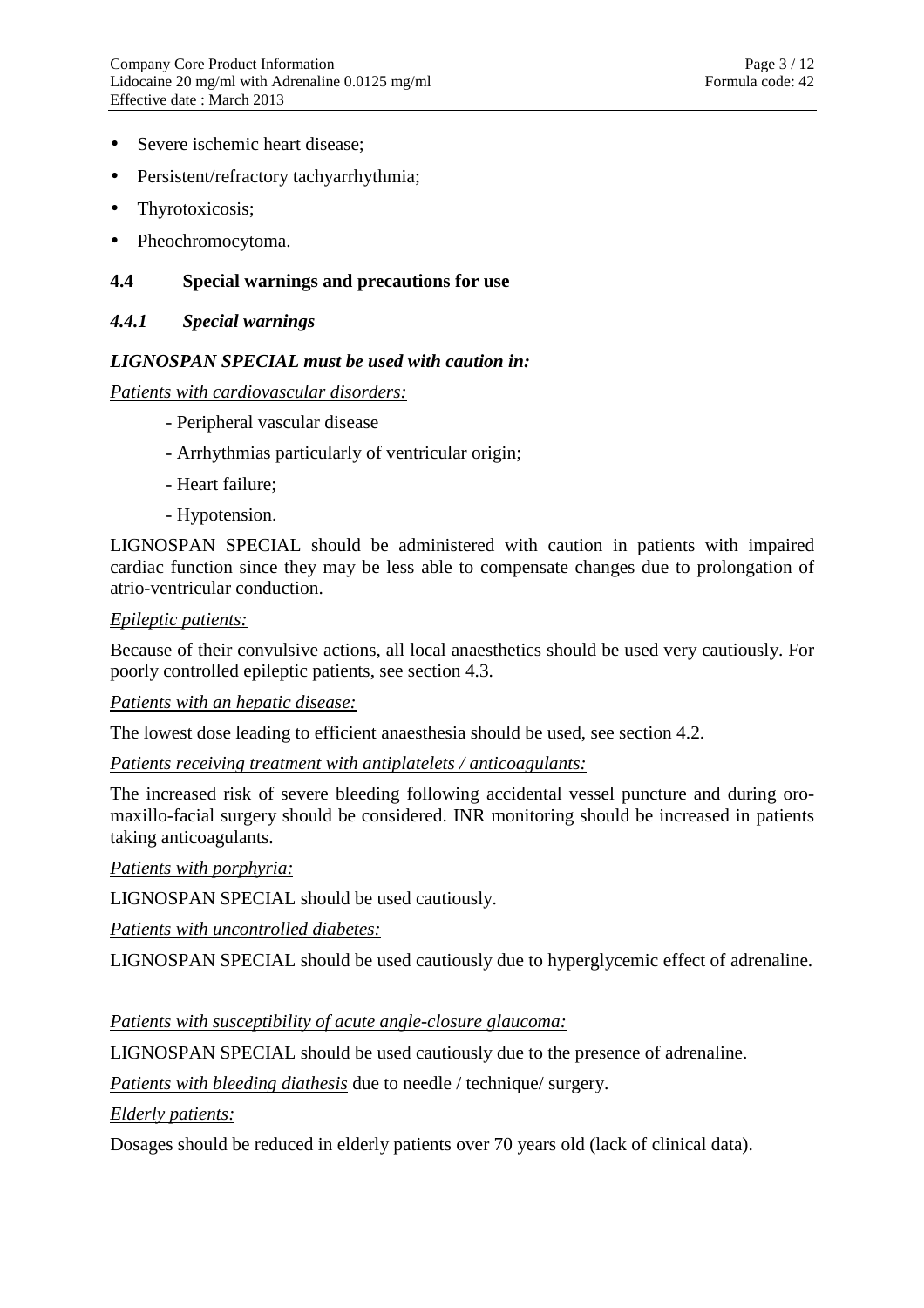- Severe ischemic heart disease;
- Persistent/refractory tachyarrhythmia;
- Thyrotoxicosis;
- Pheochromocytoma.

## 4.4 Special warnings and precautions for use

### *4.4.1 Special warnings*

***LIGNOSPAN SPECIAL must be used with caution in:***

<u>Patients with cardiovascular disorders:</u>

- Peripheral vascular disease
- Arrhythmias particularly of ventricular origin;
- Heart failure;
- Hypotension.

LIGNOSPAN SPECIAL should be administered with caution in patients with impaired cardiac function since they may be less able to compensate changes due to prolongation of atrio-ventricular conduction.

<u>Epileptic patients:</u>

Because of their convulsive actions, all local anaesthetics should be used very cautiously. For poorly controlled epileptic patients, see section 4.3.

<u>Patients with an hepatic disease:</u>

The lowest dose leading to efficient anaesthesia should be used, see section 4.2.

<u>Patients receiving treatment with antiplatelets / anticoagulants:</u>

The increased risk of severe bleeding following accidental vessel puncture and during oro-maxillo-facial surgery should be considered. INR monitoring should be increased in patients taking anticoagulants.

<u>Patients with porphyria:</u>

LIGNOSPAN SPECIAL should be used cautiously.

<u>Patients with uncontrolled diabetes:</u>

LIGNOSPAN SPECIAL should be used cautiously due to hyperglycemic effect of adrenaline.

<u>Patients with susceptibility of acute angle-closure glaucoma:</u>

LIGNOSPAN SPECIAL should be used cautiously due to the presence of adrenaline.

<u>Patients with bleeding diathesis</u> due to needle / technique/ surgery.

<u>Elderly patients:</u>

Dosages should be reduced in elderly patients over 70 years old (lack of clinical data).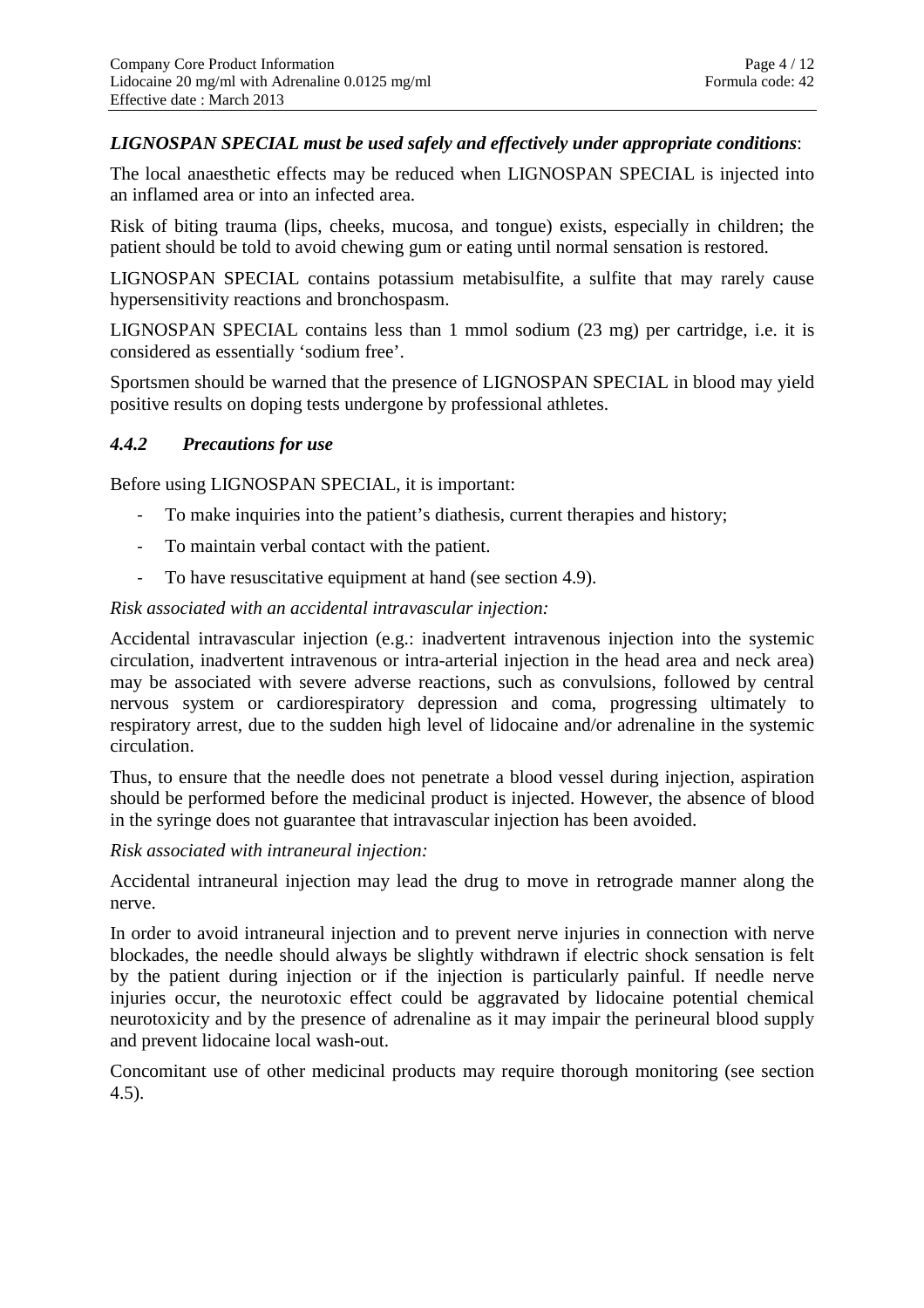***LIGNOSPAN SPECIAL must be used safely and effectively under appropriate conditions***:

The local anaesthetic effects may be reduced when LIGNOSPAN SPECIAL is injected into an inflamed area or into an infected area.

Risk of biting trauma (lips, cheeks, mucosa, and tongue) exists, especially in children; the patient should be told to avoid chewing gum or eating until normal sensation is restored.

LIGNOSPAN SPECIAL contains potassium metabisulfite, a sulfite that may rarely cause hypersensitivity reactions and bronchospasm.

LIGNOSPAN SPECIAL contains less than 1 mmol sodium (23 mg) per cartridge, i.e. it is considered as essentially 'sodium free'.

Sportsmen should be warned that the presence of LIGNOSPAN SPECIAL in blood may yield positive results on doping tests undergone by professional athletes.

### *4.4.2 Precautions for use*

Before using LIGNOSPAN SPECIAL, it is important:

- To make inquiries into the patient's diathesis, current therapies and history;
- To maintain verbal contact with the patient.
- To have resuscitative equipment at hand (see section 4.9).

*Risk associated with an accidental intravascular injection:*

Accidental intravascular injection (e.g.: inadvertent intravenous injection into the systemic circulation, inadvertent intravenous or intra-arterial injection in the head area and neck area) may be associated with severe adverse reactions, such as convulsions, followed by central nervous system or cardiorespiratory depression and coma, progressing ultimately to respiratory arrest, due to the sudden high level of lidocaine and/or adrenaline in the systemic circulation.

Thus, to ensure that the needle does not penetrate a blood vessel during injection, aspiration should be performed before the medicinal product is injected. However, the absence of blood in the syringe does not guarantee that intravascular injection has been avoided.

*Risk associated with intraneural injection:*

Accidental intraneural injection may lead the drug to move in retrograde manner along the nerve.

In order to avoid intraneural injection and to prevent nerve injuries in connection with nerve blockades, the needle should always be slightly withdrawn if electric shock sensation is felt by the patient during injection or if the injection is particularly painful. If needle nerve injuries occur, the neurotoxic effect could be aggravated by lidocaine potential chemical neurotoxicity and by the presence of adrenaline as it may impair the perineural blood supply and prevent lidocaine local wash-out.

Concomitant use of other medicinal products may require thorough monitoring (see section 4.5).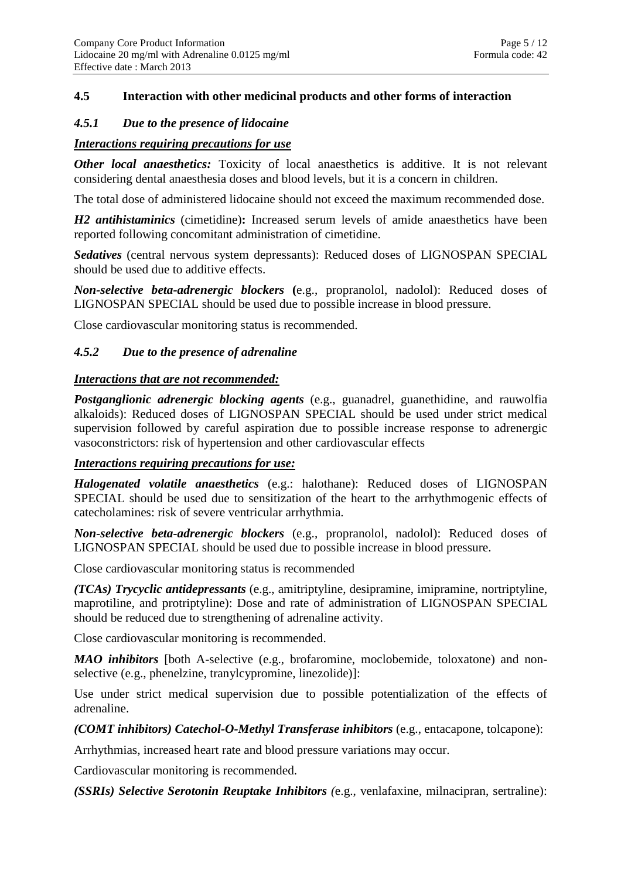## 4.5 Interaction with other medicinal products and other forms of interaction

### *4.5.1 Due to the presence of lidocaine*

***Interactions requiring precautions for use***

***Other local anaesthetics:*** Toxicity of local anaesthetics is additive. It is not relevant considering dental anaesthesia doses and blood levels, but it is a concern in children.

The total dose of administered lidocaine should not exceed the maximum recommended dose.

***H2 antihistaminics*** (cimetidine)**:** Increased serum levels of amide anaesthetics have been reported following concomitant administration of cimetidine.

***Sedatives*** (central nervous system depressants): Reduced doses of LIGNOSPAN SPECIAL should be used due to additive effects.

***Non-selective beta-adrenergic blockers*** **(**e.g., propranolol, nadolol): Reduced doses of LIGNOSPAN SPECIAL should be used due to possible increase in blood pressure.

Close cardiovascular monitoring status is recommended.

### *4.5.2 Due to the presence of adrenaline*

***Interactions that are not recommended:***

***Postganglionic adrenergic blocking agents*** (e.g., guanadrel, guanethidine, and rauwolfia alkaloids): Reduced doses of LIGNOSPAN SPECIAL should be used under strict medical supervision followed by careful aspiration due to possible increase response to adrenergic vasoconstrictors: risk of hypertension and other cardiovascular effects

***Interactions requiring precautions for use:***

***Halogenated volatile anaesthetics*** (e.g.: halothane): Reduced doses of LIGNOSPAN SPECIAL should be used due to sensitization of the heart to the arrhythmogenic effects of catecholamines: risk of severe ventricular arrhythmia.

***Non-selective beta-adrenergic blockers*** (e.g., propranolol, nadolol): Reduced doses of LIGNOSPAN SPECIAL should be used due to possible increase in blood pressure.

Close cardiovascular monitoring status is recommended

***(TCAs) Trycyclic antidepressants*** (e.g., amitriptyline, desipramine, imipramine, nortriptyline, maprotiline, and protriptyline): Dose and rate of administration of LIGNOSPAN SPECIAL should be reduced due to strengthening of adrenaline activity.

Close cardiovascular monitoring is recommended.

***MAO inhibitors*** [both A-selective (e.g., brofaromine, moclobemide, toloxatone) and non-selective (e.g., phenelzine, tranylcypromine, linezolide)]:

Use under strict medical supervision due to possible potentialization of the effects of adrenaline.

***(COMT inhibitors) Catechol-O-Methyl Transferase inhibitors*** (e.g., entacapone, tolcapone):

Arrhythmias, increased heart rate and blood pressure variations may occur.

Cardiovascular monitoring is recommended.

***(SSRIs) Selective Serotonin Reuptake Inhibitors*** *(*e.g., venlafaxine, milnacipran, sertraline):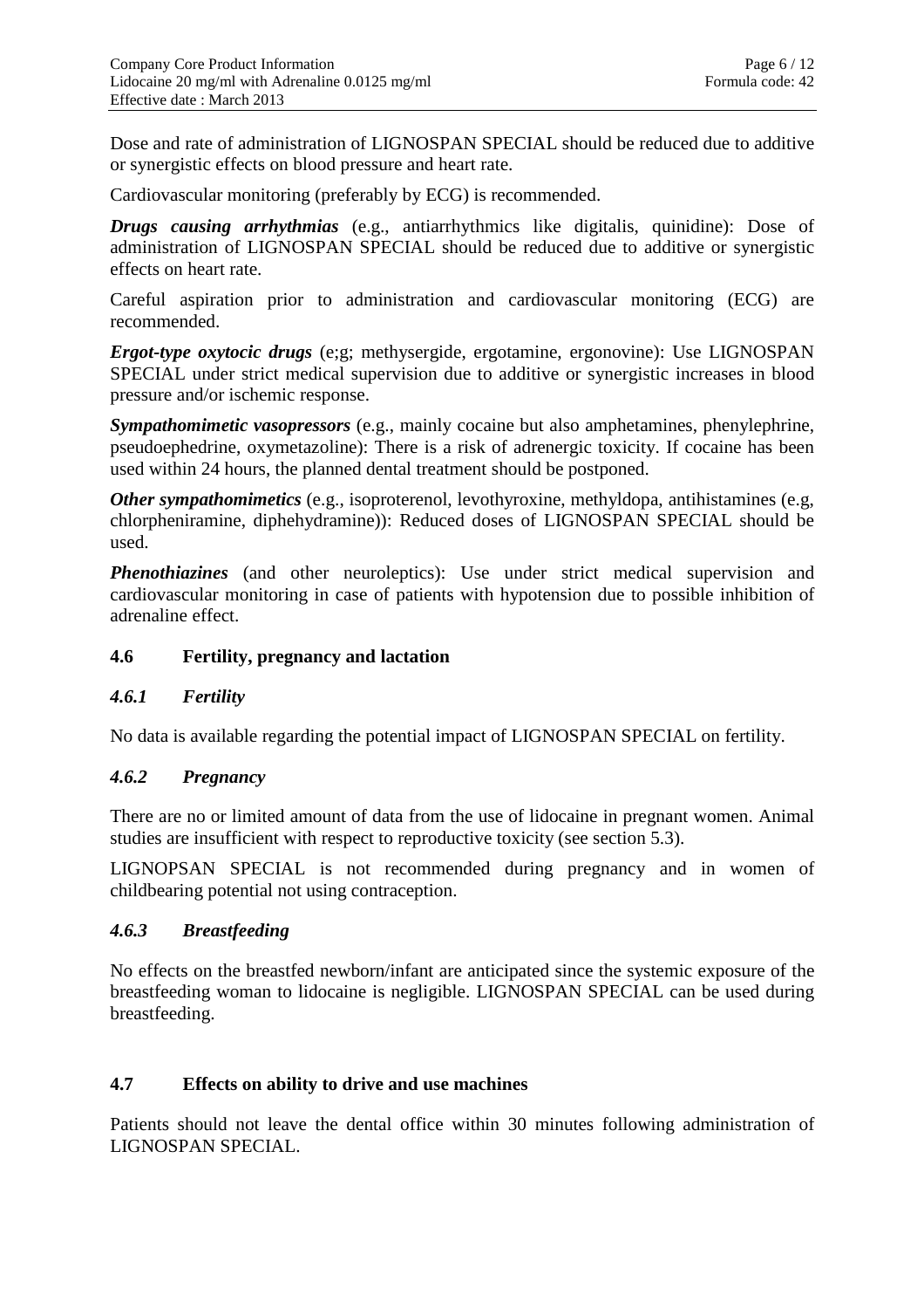Dose and rate of administration of LIGNOSPAN SPECIAL should be reduced due to additive or synergistic effects on blood pressure and heart rate.

Cardiovascular monitoring (preferably by ECG) is recommended.

***Drugs causing arrhythmias*** (e.g., antiarrhythmics like digitalis, quinidine): Dose of administration of LIGNOSPAN SPECIAL should be reduced due to additive or synergistic effects on heart rate.

Careful aspiration prior to administration and cardiovascular monitoring (ECG) are recommended.

***Ergot-type oxytocic drugs*** (e;g; methysergide, ergotamine, ergonovine): Use LIGNOSPAN SPECIAL under strict medical supervision due to additive or synergistic increases in blood pressure and/or ischemic response.

***Sympathomimetic vasopressors*** (e.g., mainly cocaine but also amphetamines, phenylephrine, pseudoephedrine, oxymetazoline): There is a risk of adrenergic toxicity. If cocaine has been used within 24 hours, the planned dental treatment should be postponed.

***Other sympathomimetics*** (e.g., isoproterenol, levothyroxine, methyldopa, antihistamines (e.g, chlorpheniramine, diphehydramine)): Reduced doses of LIGNOSPAN SPECIAL should be used.

***Phenothiazines*** (and other neuroleptics): Use under strict medical supervision and cardiovascular monitoring in case of patients with hypotension due to possible inhibition of adrenaline effect.

## 4.6 Fertility, pregnancy and lactation

### *4.6.1 Fertility*

No data is available regarding the potential impact of LIGNOSPAN SPECIAL on fertility.

### *4.6.2 Pregnancy*

There are no or limited amount of data from the use of lidocaine in pregnant women. Animal studies are insufficient with respect to reproductive toxicity (see section 5.3).

LIGNOPSAN SPECIAL is not recommended during pregnancy and in women of childbearing potential not using contraception.

### *4.6.3 Breastfeeding*

No effects on the breastfed newborn/infant are anticipated since the systemic exposure of the breastfeeding woman to lidocaine is negligible. LIGNOSPAN SPECIAL can be used during breastfeeding.

## 4.7 Effects on ability to drive and use machines

Patients should not leave the dental office within 30 minutes following administration of LIGNOSPAN SPECIAL.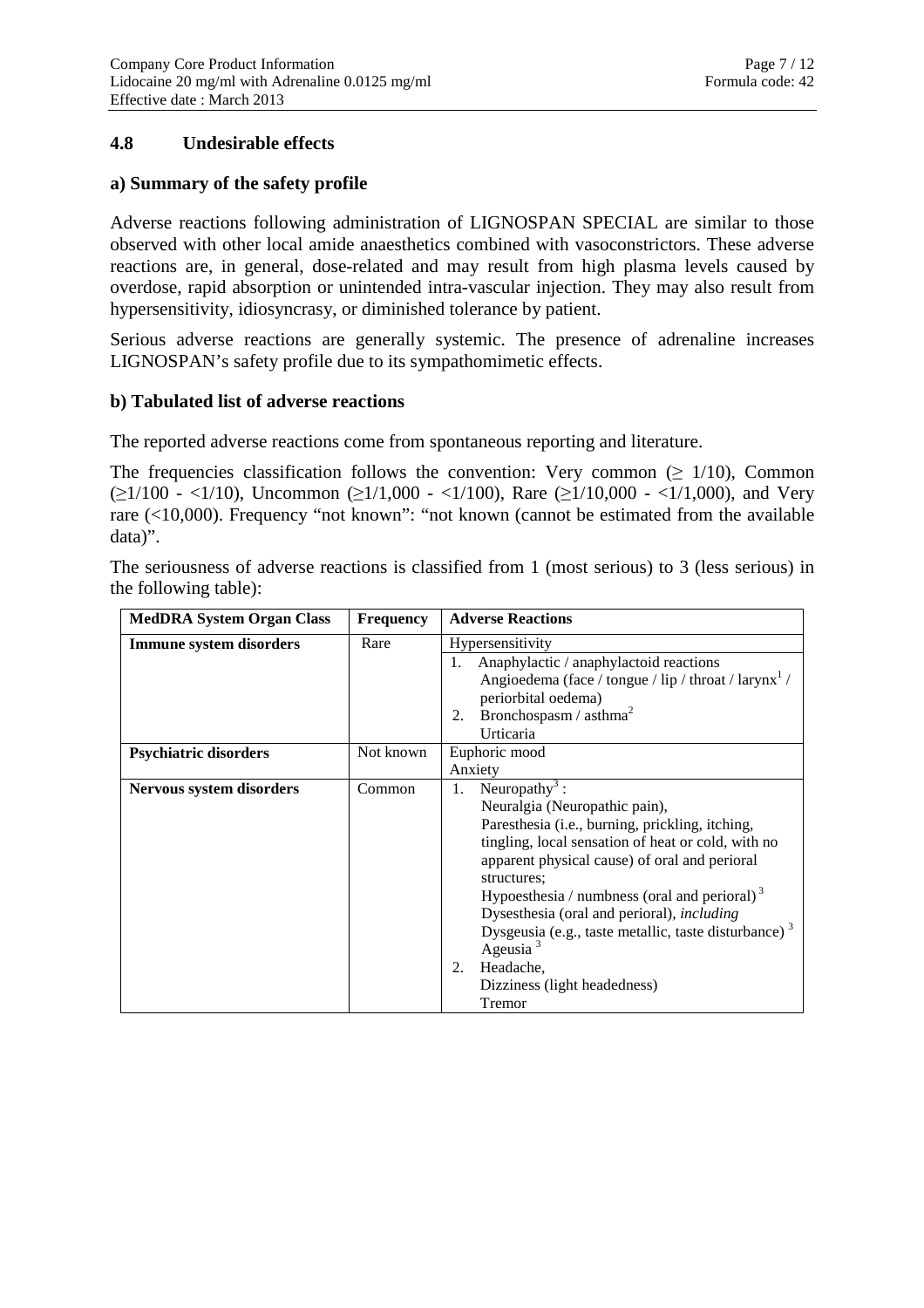## 4.8 Undesirable effects

### a) Summary of the safety profile

Adverse reactions following administration of LIGNOSPAN SPECIAL are similar to those observed with other local amide anaesthetics combined with vasoconstrictors. These adverse reactions are, in general, dose-related and may result from high plasma levels caused by overdose, rapid absorption or unintended intra-vascular injection. They may also result from hypersensitivity, idiosyncrasy, or diminished tolerance by patient.

Serious adverse reactions are generally systemic. The presence of adrenaline increases LIGNOSPAN's safety profile due to its sympathomimetic effects.

### b) Tabulated list of adverse reactions

The reported adverse reactions come from spontaneous reporting and literature.

The frequencies classification follows the convention: Very common ($\geq$ 1/10), Common ($\geq$1/100 - <1/10), Uncommon ($\geq$1/1,000 - <1/100), Rare ($\geq$1/10,000 - <1/1,000), and Very rare (<10,000). Frequency "not known": "not known (cannot be estimated from the available data)".

The seriousness of adverse reactions is classified from 1 (most serious) to 3 (less serious) in the following table):

| MedDRA System Organ Class | Frequency | Adverse Reactions |
|---|---|---|
| **Immune system disorders** | Rare | Hypersensitivity<br>1. Anaphylactic / anaphylactoid reactions<br>Angioedema (face / tongue / lip / throat / larynx[1] / periorbital oedema)<br>2. Bronchospasm / asthma[2]<br>Urticaria |
| **Psychiatric disorders** | Not known | Euphoric mood<br>Anxiety |
| **Nervous system disorders** | Common | 1. Neuropathy[3] :<br>Neuralgia (Neuropathic pain),<br>Paresthesia (i.e., burning, prickling, itching, tingling, local sensation of heat or cold, with no apparent physical cause) of oral and perioral structures;<br>Hypoesthesia / numbness (oral and perioral)[3]<br>Dysesthesia (oral and perioral), *including* Dysgeusia (e.g., taste metallic, taste disturbance)[3]<br>Ageusia[3]<br>2. Headache,<br>Dizziness (light headedness)<br>Tremor |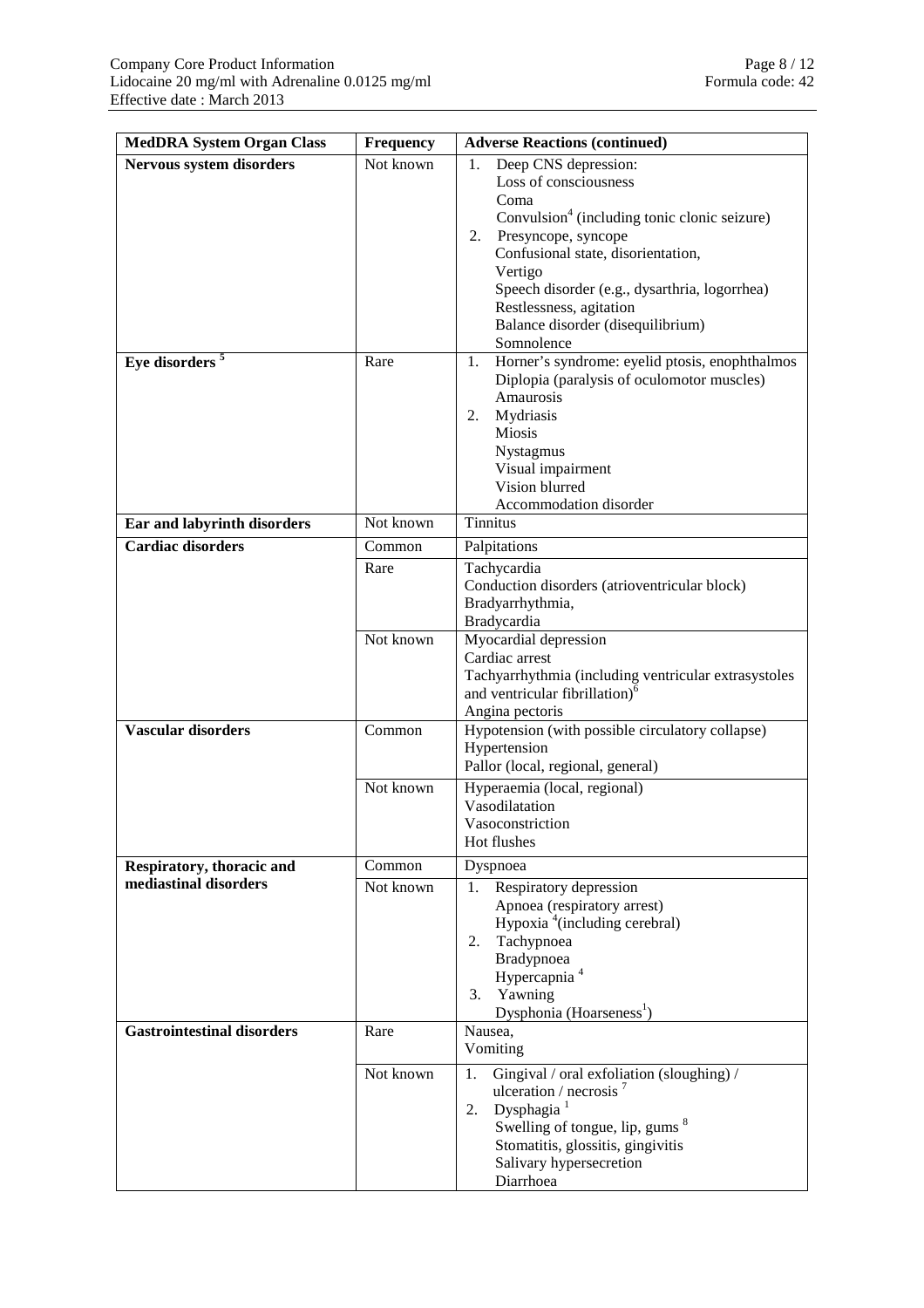| MedDRA System Organ Class | Frequency | Adverse Reactions (continued) |
|---|---|---|
| **Nervous system disorders** | Not known | 1. Deep CNS depression:<br>Loss of consciousness<br>Coma<br>Convulsion[4] (including tonic clonic seizure)<br>2. Presyncope, syncope<br>Confusional state, disorientation,<br>Vertigo<br>Speech disorder (e.g., dysarthria, logorrhea)<br>Restlessness, agitation<br>Balance disorder (disequilibrium)<br>Somnolence |
| **Eye disorders** [5] | Rare | 1. Horner's syndrome: eyelid ptosis, enophthalmos<br>Diplopia (paralysis of oculomotor muscles)<br>Amaurosis<br>2. Mydriasis<br>Miosis<br>Nystagmus<br>Visual impairment<br>Vision blurred<br>Accommodation disorder |
| **Ear and labyrinth disorders** | Not known | Tinnitus |
| **Cardiac disorders** | Common | Palpitations |
| | Rare | Tachycardia<br>Conduction disorders (atrioventricular block)<br>Bradyarrhythmia,<br>Bradycardia |
| | Not known | Myocardial depression<br>Cardiac arrest<br>Tachyarrhythmia (including ventricular extrasystoles and ventricular fibrillation)[6]<br>Angina pectoris |
| **Vascular disorders** | Common | Hypotension (with possible circulatory collapse)<br>Hypertension<br>Pallor (local, regional, general) |
| | Not known | Hyperaemia (local, regional)<br>Vasodilatation<br>Vasoconstriction<br>Hot flushes |
| **Respiratory, thoracic and mediastinal disorders** | Common | Dyspnoea |
| | Not known | 1. Respiratory depression<br>Apnoea (respiratory arrest)<br>Hypoxia [4](including cerebral)<br>2. Tachypnoea<br>Bradypnoea<br>Hypercapnia [4]<br>3. Yawning<br>Dysphonia (Hoarseness[1]) |
| **Gastrointestinal disorders** | Rare | Nausea,<br>Vomiting |
| | Not known | 1. Gingival / oral exfoliation (sloughing) / ulceration / necrosis [7]<br>2. Dysphagia [1]<br>Swelling of tongue, lip, gums [8]<br>Stomatitis, glossitis, gingivitis<br>Salivary hypersecretion<br>Diarrhoea |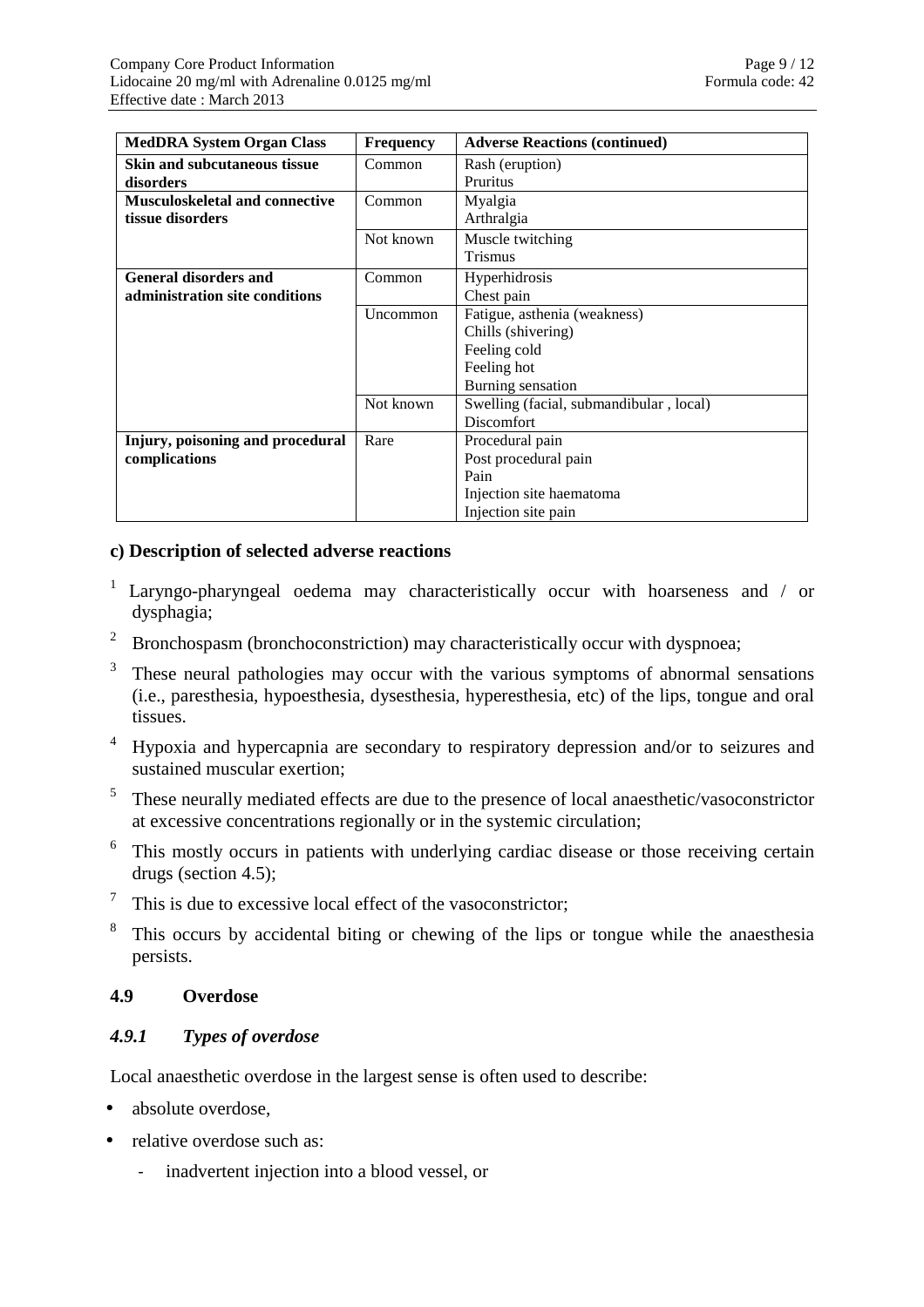| MedDRA System Organ Class | Frequency | Adverse Reactions (continued) |
|---|---|---|
| **Skin and subcutaneous tissue disorders** | Common | Rash (eruption)<br>Pruritus |
| **Musculoskeletal and connective tissue disorders** | Common | Myalgia<br>Arthralgia |
| | Not known | Muscle twitching<br>Trismus |
| **General disorders and administration site conditions** | Common | Hyperhidrosis<br>Chest pain |
| | Uncommon | Fatigue, asthenia (weakness)<br>Chills (shivering)<br>Feeling cold<br>Feeling hot<br>Burning sensation |
| | Not known | Swelling (facial, submandibular , local)<br>Discomfort |
| **Injury, poisoning and procedural complications** | Rare | Procedural pain<br>Post procedural pain<br>Pain<br>Injection site haematoma<br>Injection site pain |

**c) Description of selected adverse reactions**

[1] Laryngo-pharyngeal oedema may characteristically occur with hoarseness and / or dysphagia;

[2] Bronchospasm (bronchoconstriction) may characteristically occur with dyspnoea;

[3] These neural pathologies may occur with the various symptoms of abnormal sensations (i.e., paresthesia, hypoesthesia, dysesthesia, hyperesthesia, etc) of the lips, tongue and oral tissues.

[4] Hypoxia and hypercapnia are secondary to respiratory depression and/or to seizures and sustained muscular exertion;

[5] These neurally mediated effects are due to the presence of local anaesthetic/vasoconstrictor at excessive concentrations regionally or in the systemic circulation;

[6] This mostly occurs in patients with underlying cardiac disease or those receiving certain drugs (section 4.5);

[7] This is due to excessive local effect of the vasoconstrictor;

[8] This occurs by accidental biting or chewing of the lips or tongue while the anaesthesia persists.

## 4.9 Overdose

### *4.9.1 Types of overdose*

Local anaesthetic overdose in the largest sense is often used to describe:

- absolute overdose,
- relative overdose such as:
    - inadvertent injection into a blood vessel, or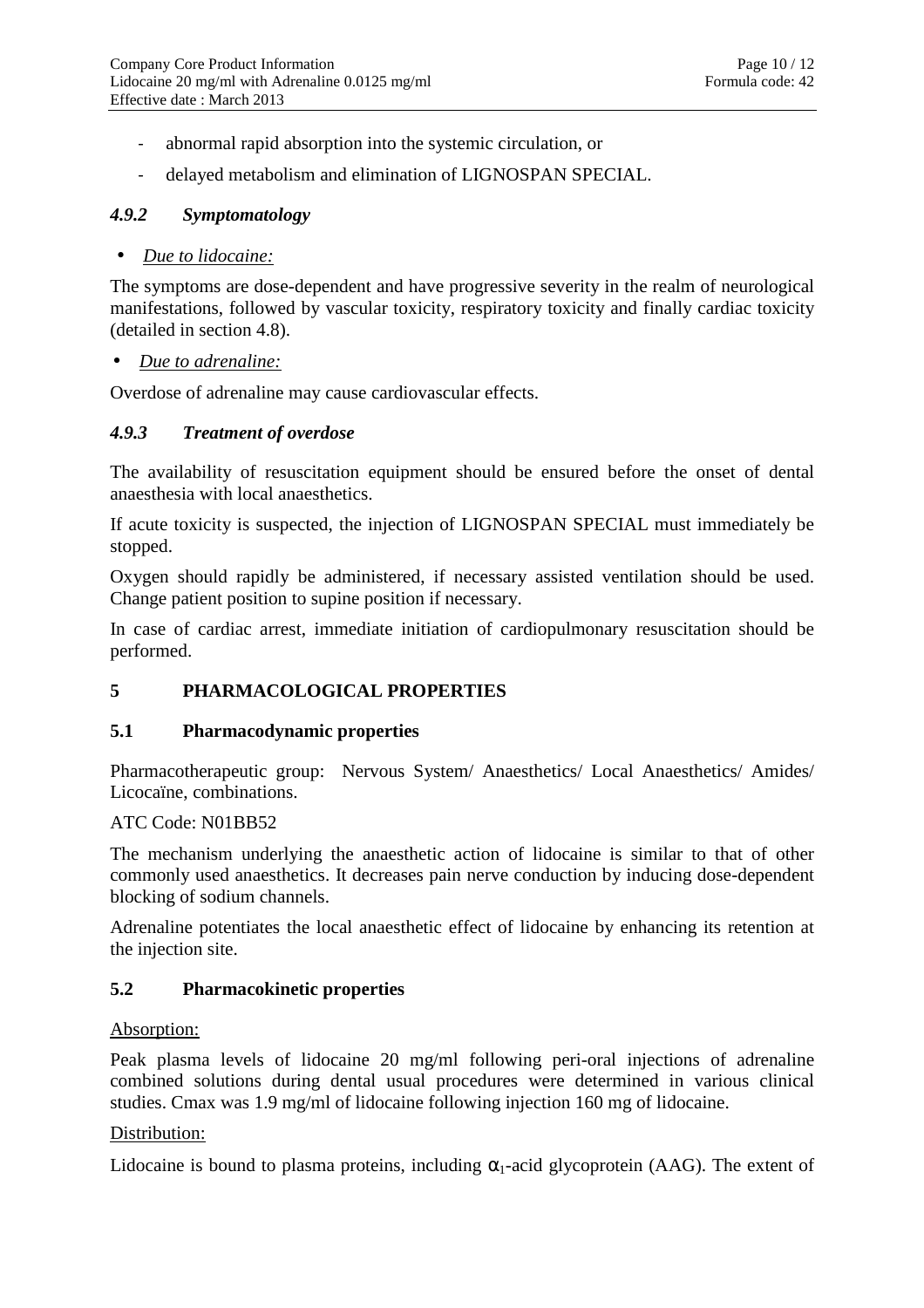- abnormal rapid absorption into the systemic circulation, or
- delayed metabolism and elimination of LIGNOSPAN SPECIAL.

### *4.9.2 Symptomatology*

- *Due to lidocaine:*

The symptoms are dose-dependent and have progressive severity in the realm of neurological manifestations, followed by vascular toxicity, respiratory toxicity and finally cardiac toxicity (detailed in section 4.8).

- *Due to adrenaline:*

Overdose of adrenaline may cause cardiovascular effects.

### *4.9.3 Treatment of overdose*

The availability of resuscitation equipment should be ensured before the onset of dental anaesthesia with local anaesthetics.

If acute toxicity is suspected, the injection of LIGNOSPAN SPECIAL must immediately be stopped.

Oxygen should rapidly be administered, if necessary assisted ventilation should be used. Change patient position to supine position if necessary.

In case of cardiac arrest, immediate initiation of cardiopulmonary resuscitation should be performed.

## 5 PHARMACOLOGICAL PROPERTIES

### 5.1 Pharmacodynamic properties

Pharmacotherapeutic group: Nervous System/ Anaesthetics/ Local Anaesthetics/ Amides/ Licocaïne, combinations.

ATC Code: N01BB52

The mechanism underlying the anaesthetic action of lidocaine is similar to that of other commonly used anaesthetics. It decreases pain nerve conduction by inducing dose-dependent blocking of sodium channels.

Adrenaline potentiates the local anaesthetic effect of lidocaine by enhancing its retention at the injection site.

### 5.2 Pharmacokinetic properties

Absorption:

Peak plasma levels of lidocaine 20 mg/ml following peri-oral injections of adrenaline combined solutions during dental usual procedures were determined in various clinical studies. Cmax was 1.9 mg/ml of lidocaine following injection 160 mg of lidocaine.

Distribution:

Lidocaine is bound to plasma proteins, including $\alpha_1$-acid glycoprotein (AAG). The extent of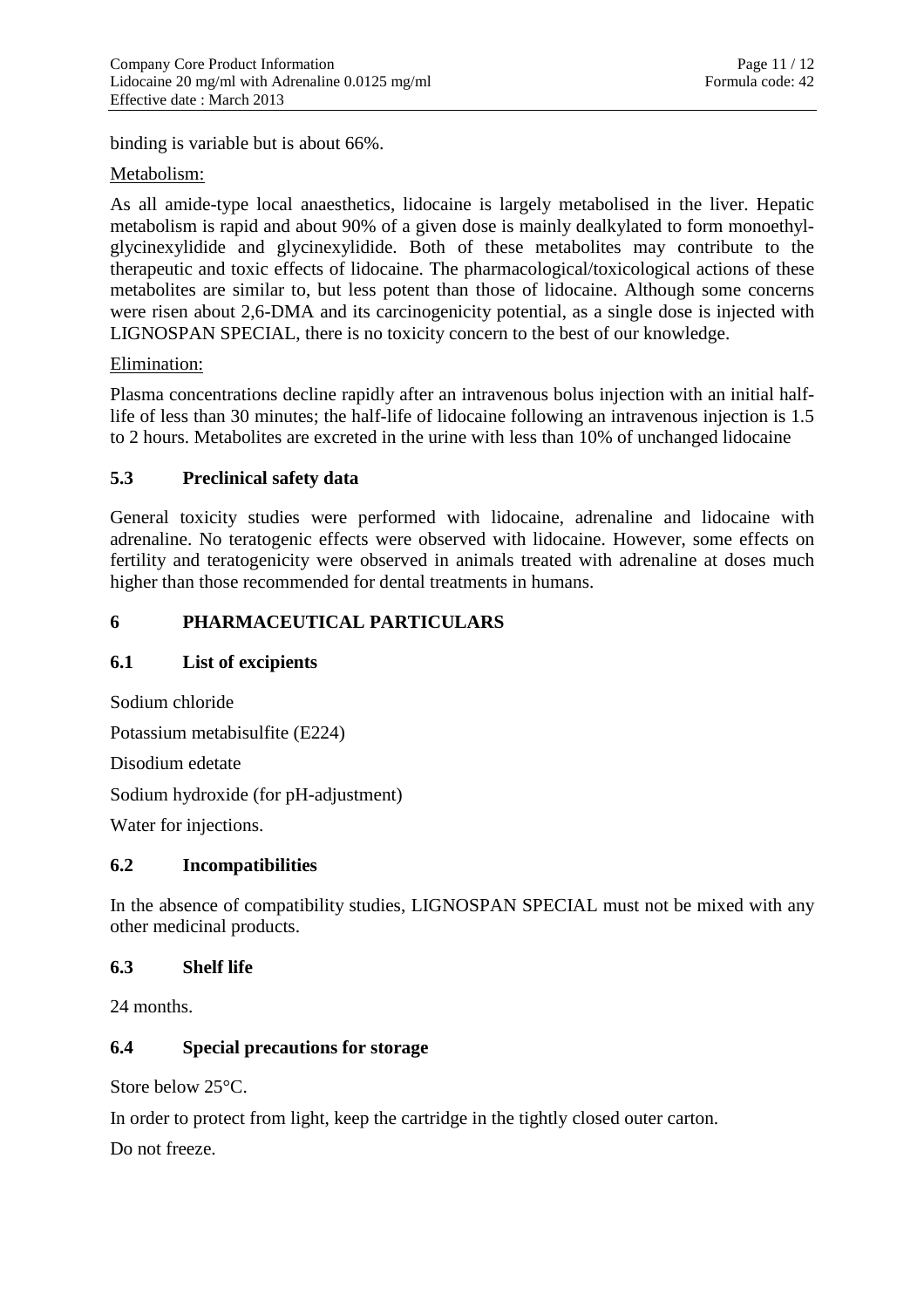binding is variable but is about 66%.

Metabolism:

As all amide-type local anaesthetics, lidocaine is largely metabolised in the liver. Hepatic metabolism is rapid and about 90% of a given dose is mainly dealkylated to form monoethylglycinexylidide and glycinexylidide. Both of these metabolites may contribute to the therapeutic and toxic effects of lidocaine. The pharmacological/toxicological actions of these metabolites are similar to, but less potent than those of lidocaine. Although some concerns were risen about 2,6-DMA and its carcinogenicity potential, as a single dose is injected with LIGNOSPAN SPECIAL, there is no toxicity concern to the best of our knowledge.

Elimination:

Plasma concentrations decline rapidly after an intravenous bolus injection with an initial half-life of less than 30 minutes; the half-life of lidocaine following an intravenous injection is 1.5 to 2 hours. Metabolites are excreted in the urine with less than 10% of unchanged lidocaine

### 5.3 Preclinical safety data

General toxicity studies were performed with lidocaine, adrenaline and lidocaine with adrenaline. No teratogenic effects were observed with lidocaine. However, some effects on fertility and teratogenicity were observed in animals treated with adrenaline at doses much higher than those recommended for dental treatments in humans.

## 6 PHARMACEUTICAL PARTICULARS

### 6.1 List of excipients

Sodium chloride

Potassium metabisulfite (E224)

Disodium edetate

Sodium hydroxide (for pH-adjustment)

Water for injections.

### 6.2 Incompatibilities

In the absence of compatibility studies, LIGNOSPAN SPECIAL must not be mixed with any other medicinal products.

### 6.3 Shelf life

24 months.

### 6.4 Special precautions for storage

Store below 25°C.

In order to protect from light, keep the cartridge in the tightly closed outer carton.

Do not freeze.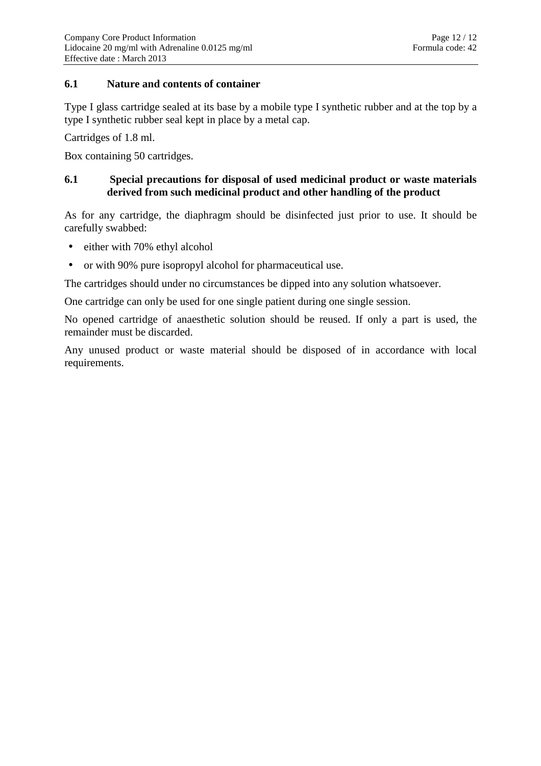## 6.1 Nature and contents of container

Type I glass cartridge sealed at its base by a mobile type I synthetic rubber and at the top by a type I synthetic rubber seal kept in place by a metal cap.

Cartridges of 1.8 ml.

Box containing 50 cartridges.

## 6.1 Special precautions for disposal of used medicinal product or waste materials derived from such medicinal product and other handling of the product

As for any cartridge, the diaphragm should be disinfected just prior to use. It should be carefully swabbed:

- either with 70% ethyl alcohol
- or with 90% pure isopropyl alcohol for pharmaceutical use.

The cartridges should under no circumstances be dipped into any solution whatsoever.

One cartridge can only be used for one single patient during one single session.

No opened cartridge of anaesthetic solution should be reused. If only a part is used, the remainder must be discarded.

Any unused product or waste material should be disposed of in accordance with local requirements.